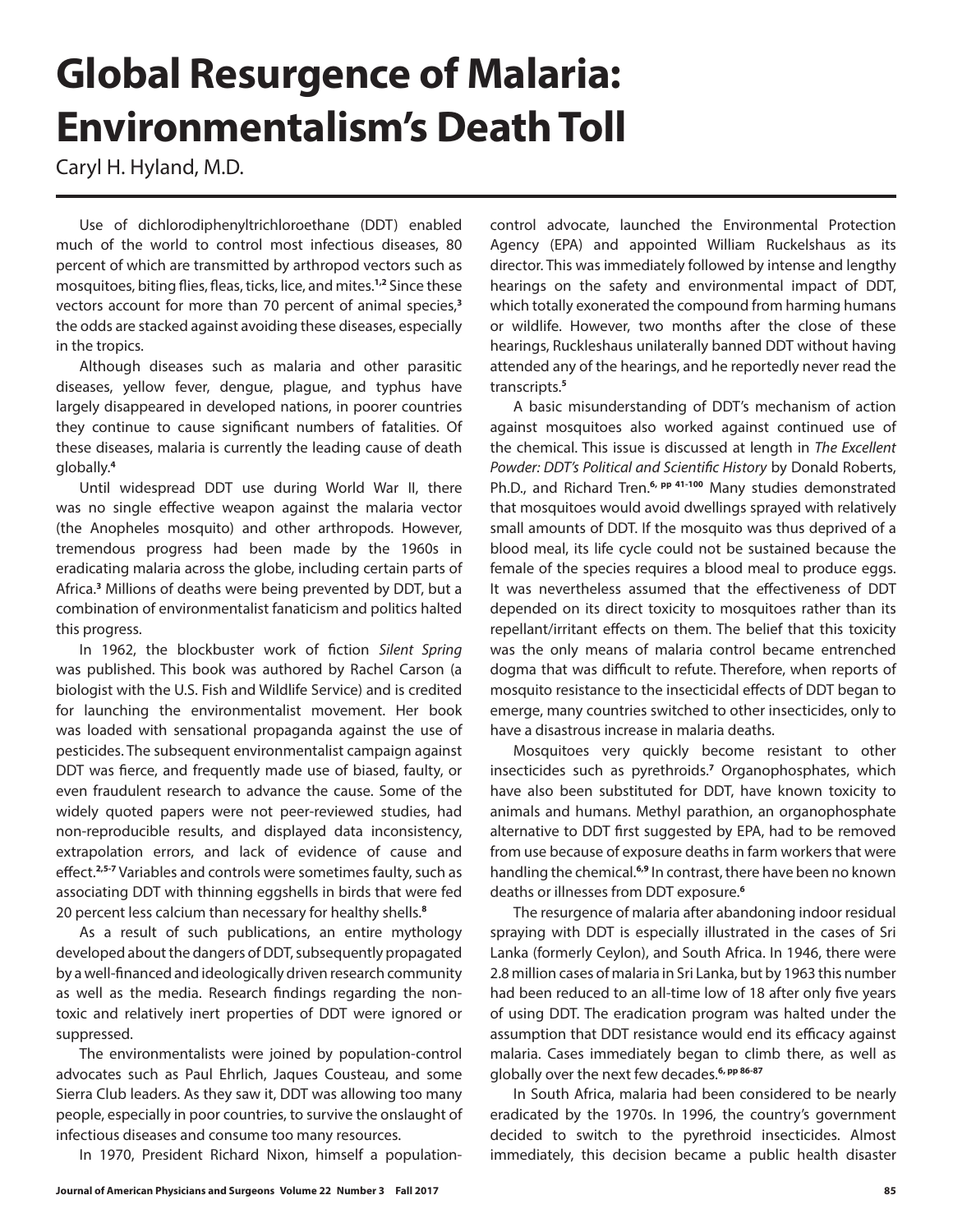# Global Resurgence of Malaria: Environmentalism's Death Toll

Caryl H. Hyland, M.D.

Use of dichlorodiphenyltrichloroethane (DDT) enabled much of the world to control most infectious diseases, 80 percent of which are transmitted by arthropod vectors such as mosquitoes, biting flies, fleas, ticks, lice, and mites.[1,2] Since these vectors account for more than 70 percent of animal species,[3] the odds are stacked against avoiding these diseases, especially in the tropics.

Although diseases such as malaria and other parasitic diseases, yellow fever, dengue, plague, and typhus have largely disappeared in developed nations, in poorer countries they continue to cause significant numbers of fatalities. Of these diseases, malaria is currently the leading cause of death globally.[4]

Until widespread DDT use during World War II, there was no single effective weapon against the malaria vector (the Anopheles mosquito) and other arthropods. However, tremendous progress had been made by the 1960s in eradicating malaria across the globe, including certain parts of Africa.[3] Millions of deaths were being prevented by DDT, but a combination of environmentalist fanaticism and politics halted this progress.

In 1962, the blockbuster work of fiction *Silent Spring* was published. This book was authored by Rachel Carson (a biologist with the U.S. Fish and Wildlife Service) and is credited for launching the environmentalist movement. Her book was loaded with sensational propaganda against the use of pesticides. The subsequent environmentalist campaign against DDT was fierce, and frequently made use of biased, faulty, or even fraudulent research to advance the cause. Some of the widely quoted papers were not peer-reviewed studies, had non-reproducible results, and displayed data inconsistency, extrapolation errors, and lack of evidence of cause and effect.[2,5-7] Variables and controls were sometimes faulty, such as associating DDT with thinning eggshells in birds that were fed 20 percent less calcium than necessary for healthy shells.[8]

As a result of such publications, an entire mythology developed about the dangers of DDT, subsequently propagated by a well-financed and ideologically driven research community as well as the media. Research findings regarding the non-toxic and relatively inert properties of DDT were ignored or suppressed.

The environmentalists were joined by population-control advocates such as Paul Ehrlich, Jaques Cousteau, and some Sierra Club leaders. As they saw it, DDT was allowing too many people, especially in poor countries, to survive the onslaught of infectious diseases and consume too many resources.

In 1970, President Richard Nixon, himself a population-control advocate, launched the Environmental Protection Agency (EPA) and appointed William Ruckelshaus as its director. This was immediately followed by intense and lengthy hearings on the safety and environmental impact of DDT, which totally exonerated the compound from harming humans or wildlife. However, two months after the close of these hearings, Ruckleshaus unilaterally banned DDT without having attended any of the hearings, and he reportedly never read the transcripts.[5]

A basic misunderstanding of DDT's mechanism of action against mosquitoes also worked against continued use of the chemical. This issue is discussed at length in *The Excellent Powder: DDT's Political and Scientific History* by Donald Roberts, Ph.D., and Richard Tren.[6, pp 41-100] Many studies demonstrated that mosquitoes would avoid dwellings sprayed with relatively small amounts of DDT. If the mosquito was thus deprived of a blood meal, its life cycle could not be sustained because the female of the species requires a blood meal to produce eggs. It was nevertheless assumed that the effectiveness of DDT depended on its direct toxicity to mosquitoes rather than its repellant/irritant effects on them. The belief that this toxicity was the only means of malaria control became entrenched dogma that was difficult to refute. Therefore, when reports of mosquito resistance to the insecticidal effects of DDT began to emerge, many countries switched to other insecticides, only to have a disastrous increase in malaria deaths.

Mosquitoes very quickly become resistant to other insecticides such as pyrethroids.[7] Organophosphates, which have also been substituted for DDT, have known toxicity to animals and humans. Methyl parathion, an organophosphate alternative to DDT first suggested by EPA, had to be removed from use because of exposure deaths in farm workers that were handling the chemical.[6,9] In contrast, there have been no known deaths or illnesses from DDT exposure.[6]

The resurgence of malaria after abandoning indoor residual spraying with DDT is especially illustrated in the cases of Sri Lanka (formerly Ceylon), and South Africa. In 1946, there were 2.8 million cases of malaria in Sri Lanka, but by 1963 this number had been reduced to an all-time low of 18 after only five years of using DDT. The eradication program was halted under the assumption that DDT resistance would end its efficacy against malaria. Cases immediately began to climb there, as well as globally over the next few decades.[6, pp 86-87]

In South Africa, malaria had been considered to be nearly eradicated by the 1970s. In 1996, the country's government decided to switch to the pyrethroid insecticides. Almost immediately, this decision became a public health disaster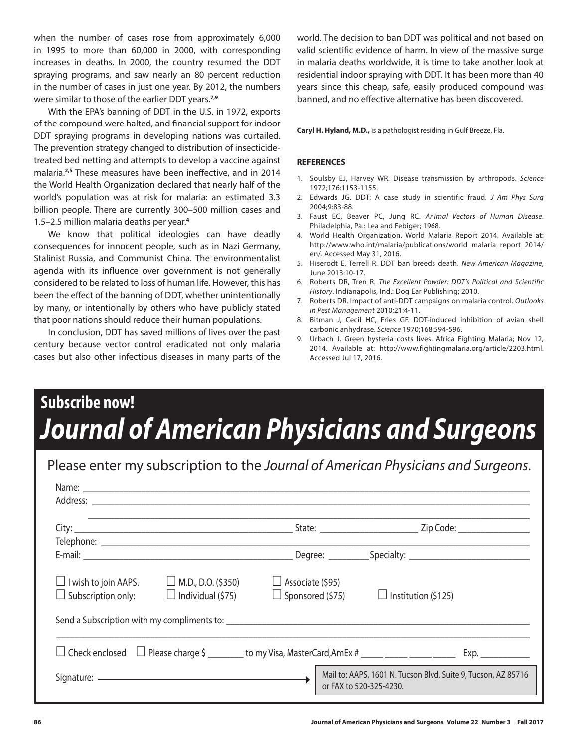when the number of cases rose from approximately 6,000 in 1995 to more than 60,000 in 2000, with corresponding increases in deaths. In 2000, the country resumed the DDT spraying programs, and saw nearly an 80 percent reduction in the number of cases in just one year. By 2012, the numbers were similar to those of the earlier DDT years.[7,9]

With the EPA's banning of DDT in the U.S. in 1972, exports of the compound were halted, and financial support for indoor DDT spraying programs in developing nations was curtailed. The prevention strategy changed to distribution of insecticide-treated bed netting and attempts to develop a vaccine against malaria.[2,5] These measures have been ineffective, and in 2014 the World Health Organization declared that nearly half of the world's population was at risk for malaria: an estimated 3.3 billion people. There are currently 300–500 million cases and 1.5–2.5 million malaria deaths per year.[4]

We know that political ideologies can have deadly consequences for innocent people, such as in Nazi Germany, Stalinist Russia, and Communist China. The environmentalist agenda with its influence over government is not generally considered to be related to loss of human life. However, this has been the effect of the banning of DDT, whether unintentionally by many, or intentionally by others who have publicly stated that poor nations should reduce their human populations.

In conclusion, DDT has saved millions of lives over the past century because vector control eradicated not only malaria cases but also other infectious diseases in many parts of the world. The decision to ban DDT was political and not based on valid scientific evidence of harm. In view of the massive surge in malaria deaths worldwide, it is time to take another look at residential indoor spraying with DDT. It has been more than 40 years since this cheap, safe, easily produced compound was banned, and no effective alternative has been discovered.

**Caryl H. Hyland, M.D.,** is a pathologist residing in Gulf Breeze, Fla.

#### REFERENCES

1. Soulsby EJ, Harvey WR. Disease transmission by arthropods. *Science* 1972;176:1153-1155.
2. Edwards JG. DDT: A case study in scientific fraud. *J Am Phys Surg* 2004;9:83-88.
3. Faust EC, Beaver PC, Jung RC. *Animal Vectors of Human Disease*. Philadelphia, Pa.: Lea and Febiger; 1968.
4. World Health Organization. World Malaria Report 2014. Available at: http://www.who.int/malaria/publications/world_malaria_report_2014/en/. Accessed May 31, 2016.
5. Hiserodt E, Terrell R. DDT ban breeds death. *New American Magazine*, June 2013:10-17.
6. Roberts DR, Tren R. *The Excellent Powder: DDT's Political and Scientific History*. Indianapolis, Ind.: Dog Ear Publishing; 2010.
7. Roberts DR. Impact of anti-DDT campaigns on malaria control. *Outlooks in Pest Management* 2010;21:4-11.
8. Bitman J, Cecil HC, Fries GF. DDT-induced inhibition of avian shell carbonic anhydrase. *Science* 1970;168:594-596.
9. Urbach J. Green hysteria costs lives. Africa Fighting Malaria; Nov 12, 2014. Available at: http://www.fightingmalaria.org/article/2203.html. Accessed Jul 17, 2016.

## Subscribe now!

# *Journal of American Physicians and Surgeons*

Please enter my subscription to the *Journal of American Physicians and Surgeons*.

Name: ______________________________

Address: ______________________________

City: ____________________ State: ____________ Zip Code: ____________

Telephone: ______________________________

E-mail: ____________________ Degree: ________ Specialty: ____________

☐ I wish to join AAPS. ☐ M.D., D.O. ($350) ☐ Associate ($95)

☐ Subscription only: ☐ Individual ($75) ☐ Sponsored ($75) ☐ Institution ($125)

Send a Subscription with my compliments to: ______________________________

☐ Check enclosed ☐ Please charge $ ________ to my Visa, MasterCard, AmEx # _____ _____ _____ _____ Exp. __________

Signature: ______________________________

Mail to: AAPS, 1601 N. Tucson Blvd. Suite 9, Tucson, AZ 85716 or FAX to 520-325-4230.